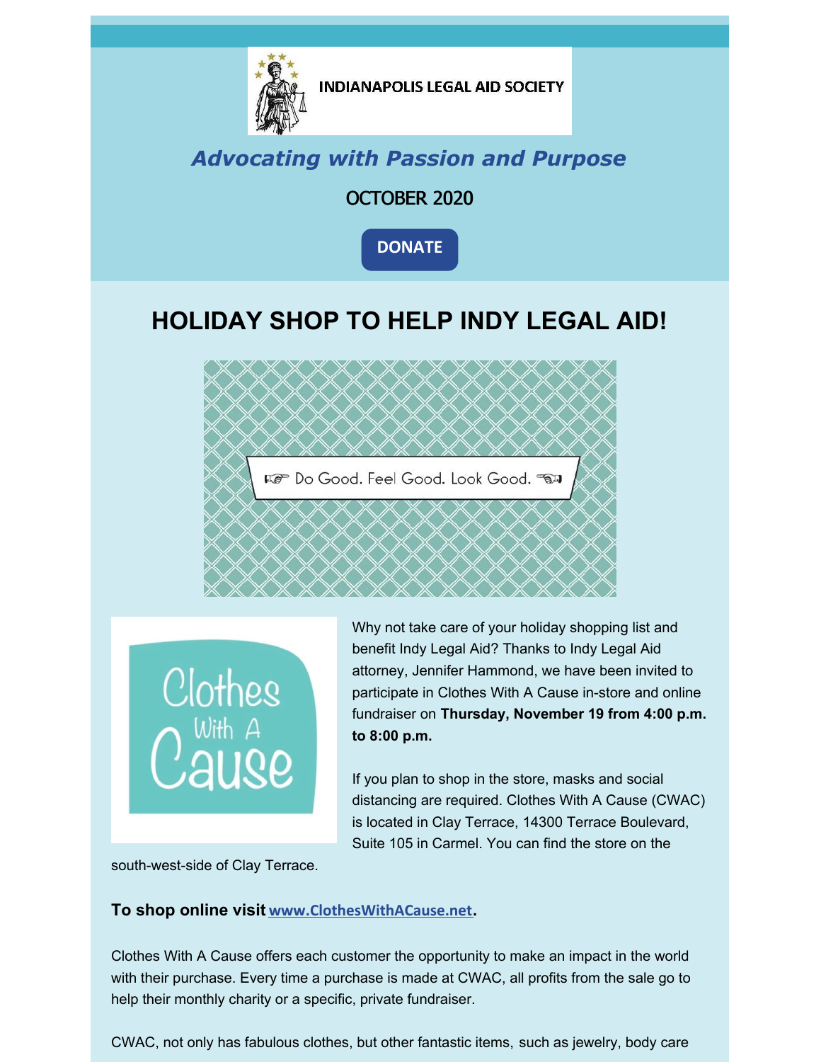INDIANAPOLIS LEGAL AID SOCIETY

***Advocating with Passion and Purpose***

OCTOBER 2020

DONATE

# HOLIDAY SHOP TO HELP INDY LEGAL AID!

Do Good. Feel Good. Look Good.

Clothes With A Cause

Why not take care of your holiday shopping list and benefit Indy Legal Aid? Thanks to Indy Legal Aid attorney, Jennifer Hammond, we have been invited to participate in Clothes With A Cause in-store and online fundraiser on **Thursday, November 19 from 4:00 p.m. to 8:00 p.m.**

If you plan to shop in the store, masks and social distancing are required. Clothes With A Cause (CWAC) is located in Clay Terrace, 14300 Terrace Boulevard, Suite 105 in Carmel. You can find the store on the south-west-side of Clay Terrace.

**To shop online visit www.ClothesWithACause.net.**

Clothes With A Cause offers each customer the opportunity to make an impact in the world with their purchase. Every time a purchase is made at CWAC, all profits from the sale go to help their monthly charity or a specific, private fundraiser.

CWAC, not only has fabulous clothes, but other fantastic items, such as jewelry, body care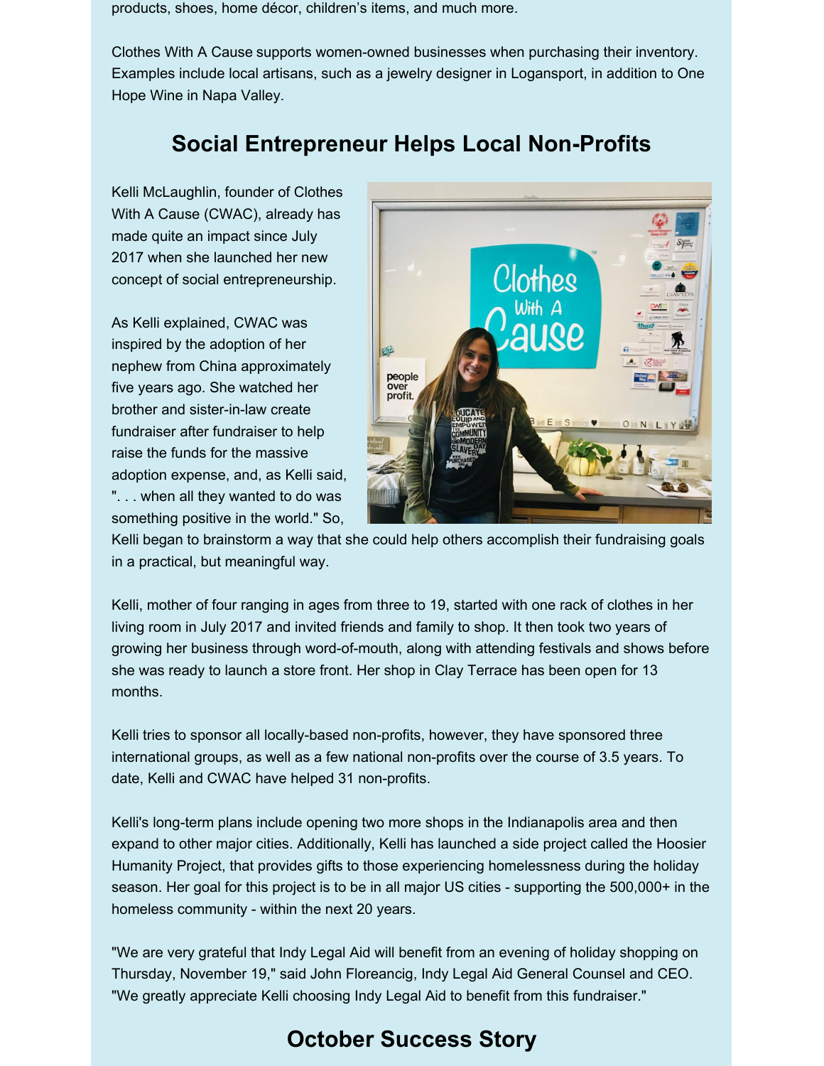products, shoes, home décor, children's items, and much more.

Clothes With A Cause supports women-owned businesses when purchasing their inventory. Examples include local artisans, such as a jewelry designer in Logansport, in addition to One Hope Wine in Napa Valley.

## Social Entrepreneur Helps Local Non-Profits

Kelli McLaughlin, founder of Clothes With A Cause (CWAC), already has made quite an impact since July 2017 when she launched her new concept of social entrepreneurship.

As Kelli explained, CWAC was inspired by the adoption of her nephew from China approximately five years ago. She watched her brother and sister-in-law create fundraiser after fundraiser to help raise the funds for the massive adoption expense, and, as Kelli said, ". . . when all they wanted to do was something positive in the world." So, Kelli began to brainstorm a way that she could help others accomplish their fundraising goals in a practical, but meaningful way.

Kelli, mother of four ranging in ages from three to 19, started with one rack of clothes in her living room in July 2017 and invited friends and family to shop. It then took two years of growing her business through word-of-mouth, along with attending festivals and shows before she was ready to launch a store front. Her shop in Clay Terrace has been open for 13 months.

Kelli tries to sponsor all locally-based non-profits, however, they have sponsored three international groups, as well as a few national non-profits over the course of 3.5 years. To date, Kelli and CWAC have helped 31 non-profits.

Kelli's long-term plans include opening two more shops in the Indianapolis area and then expand to other major cities. Additionally, Kelli has launched a side project called the Hoosier Humanity Project, that provides gifts to those experiencing homelessness during the holiday season. Her goal for this project is to be in all major US cities - supporting the 500,000+ in the homeless community - within the next 20 years.

"We are very grateful that Indy Legal Aid will benefit from an evening of holiday shopping on Thursday, November 19," said John Floreancig, Indy Legal Aid General Counsel and CEO. "We greatly appreciate Kelli choosing Indy Legal Aid to benefit from this fundraiser."

## October Success Story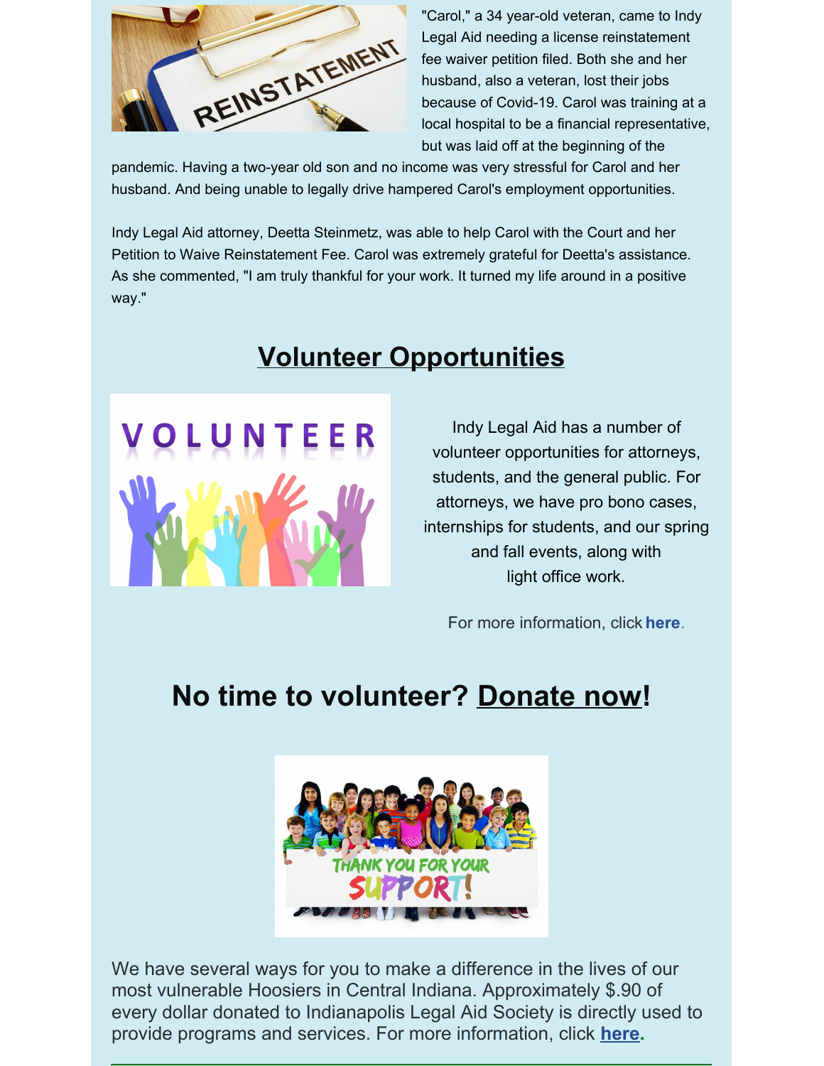"Carol," a 34 year-old veteran, came to Indy Legal Aid needing a license reinstatement fee waiver petition filed. Both she and her husband, also a veteran, lost their jobs because of Covid-19. Carol was training at a local hospital to be a financial representative, but was laid off at the beginning of the pandemic. Having a two-year old son and no income was very stressful for Carol and her husband. And being unable to legally drive hampered Carol's employment opportunities.

Indy Legal Aid attorney, Deetta Steinmetz, was able to help Carol with the Court and her Petition to Waive Reinstatement Fee. Carol was extremely grateful for Deetta's assistance. As she commented, "I am truly thankful for your work. It turned my life around in a positive way."

## Volunteer Opportunities

Indy Legal Aid has a number of volunteer opportunities for attorneys, students, and the general public. For attorneys, we have pro bono cases, internships for students, and our spring and fall events, along with light office work.

For more information, click **here**.

## No time to volunteer? Donate now!

We have several ways for you to make a difference in the lives of our most vulnerable Hoosiers in Central Indiana. Approximately $.90 of every dollar donated to Indianapolis Legal Aid Society is directly used to provide programs and services. For more information, click **here**.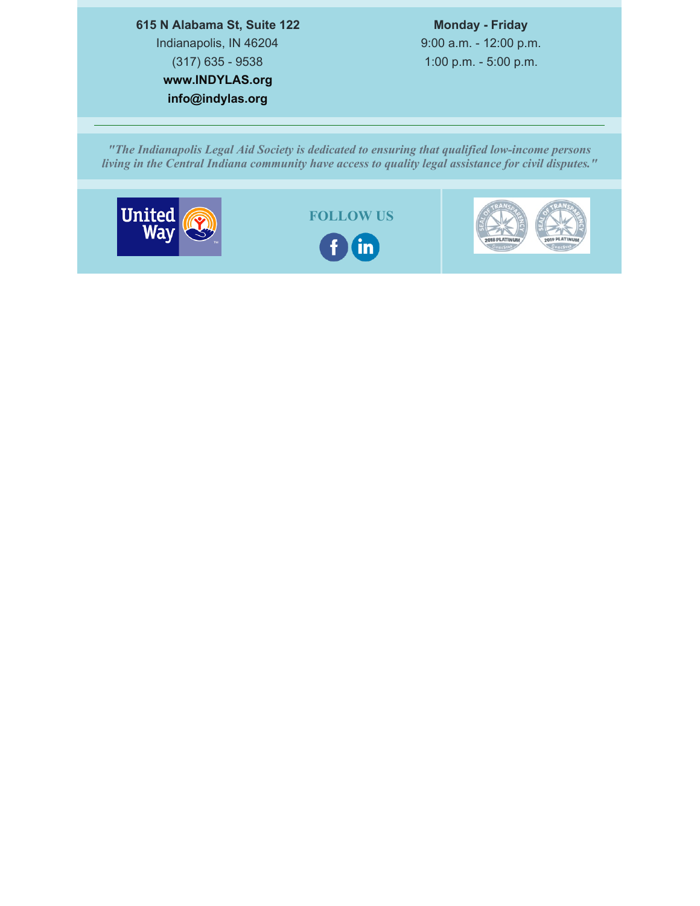**615 N Alabama St, Suite 122**
Indianapolis, IN 46204
(317) 635 - 9538
**www.INDYLAS.org**
**info@indylas.org**

**Monday - Friday**
9:00 a.m. - 12:00 p.m.
1:00 p.m. - 5:00 p.m.

---

***"The Indianapolis Legal Aid Society is dedicated to ensuring that qualified low-income persons living in the Central Indiana community have access to quality legal assistance for civil disputes."***

**FOLLOW US**